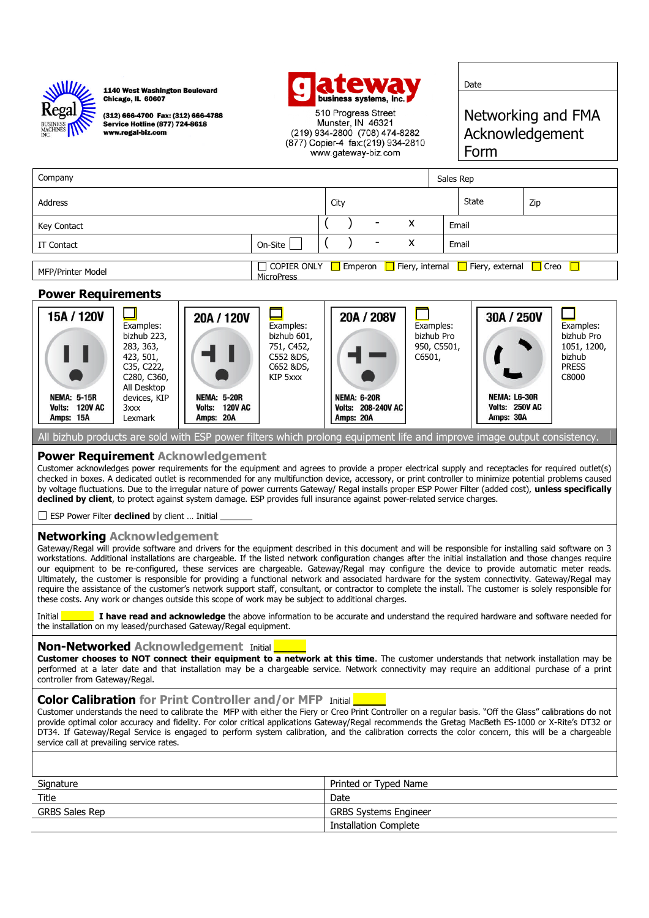**Regal** BUSINESS MACHINES INC.

1140 West Washington Boulevard
Chicago, IL 60607

(312) 666-4700 Fax: (312) 666-4788
Service Hotline (877) 724-8618
www.regal-biz.com

**gateway** business systems, inc.

510 Progress Street
Munster, IN 46321
(219) 934-2800 (708) 474-8282
(877) Copier-4 fax:(219) 934-2810
www.gateway-biz.com

Date

# Networking and FMA Acknowledgement Form

| Company | | | Sales Rep | | |
|---|---|---|---|---|---|
| Address | | City | | State | Zip |
| Key Contact | | ( ) - x | Email | | |
| IT Contact | On-Site ☐ | ( ) - x | Email | | |

MFP/Printer Model ☐ COPIER ONLY ☐ Emperon ☐ Fiery, internal ☐ Fiery, external ☐ Creo ☐ MicroPress

## Power Requirements

| 15A / 120V | ☐ | 20A / 120V | ☐ | 20A / 208V | ☐ | 30A / 250V | ☐ |
|---|---|---|---|---|---|---|---|
| NEMA: 5-15R Volts: 120V AC Amps: 15A | Examples: bizhub 223, 283, 363, 423, 501, C35, C222, C280, C360, All Desktop devices, KIP 3xxx Lexmark | NEMA: 5-20R Volts: 120V AC Amps: 20A | Examples: bizhub 601, 751, C452, C552 &DS, C652 &DS, KIP 5xxx | NEMA: 6-20R Volts: 208-240V AC Amps: 20A | Examples: bizhub Pro 950, C5501, C6501, | NEMA: L6-30R Volts: 250V AC Amps: 30A | Examples: bizhub Pro 1051, 1200, bizhub PRESS C8000 |

All bizhub products are sold with ESP power filters which prolong equipment life and improve image output consistency.

### Power Requirement Acknowledgement

Customer acknowledges power requirements for the equipment and agrees to provide a proper electrical supply and receptacles for required outlet(s) checked in boxes. A dedicated outlet is recommended for any multifunction device, accessory, or print controller to minimize potential problems caused by voltage fluctuations. Due to the irregular nature of power currents Gateway/ Regal installs proper ESP Power Filter (added cost), **unless specifically declined by client**, to protect against system damage. ESP provides full insurance against power-related service charges.

☐ ESP Power Filter **declined** by client … Initial _______

### Networking Acknowledgement

Gateway/Regal will provide software and drivers for the equipment described in this document and will be responsible for installing said software on 3 workstations. Additional installations are chargeable. If the listed network configuration changes after the initial installation and those changes require our equipment to be re-configured, these services are chargeable. Gateway/Regal may configure the device to provide automatic meter reads. Ultimately, the customer is responsible for providing a functional network and associated hardware for the system connectivity. Gateway/Regal may require the assistance of the customer's network support staff, consultant, or contractor to complete the install. The customer is solely responsible for these costs. Any work or changes outside this scope of work may be subject to additional charges.

Initial _______ **I have read and acknowledge** the above information to be accurate and understand the required hardware and software needed for the installation on my leased/purchased Gateway/Regal equipment.

### Non-Networked Acknowledgement Initial _______

**Customer chooses to NOT connect their equipment to a network at this time**. The customer understands that network installation may be performed at a later date and that installation may be a chargeable service. Network connectivity may require an additional purchase of a print controller from Gateway/Regal.

### Color Calibration for Print Controller and/or MFP Initial _______

Customer understands the need to calibrate the MFP with either the Fiery or Creo Print Controller on a regular basis. "Off the Glass" calibrations do not provide optimal color accuracy and fidelity. For color critical applications Gateway/Regal recommends the Gretag MacBeth ES-1000 or X-Rite's DT32 or DT34. If Gateway/Regal Service is engaged to perform system calibration, and the calibration corrects the color concern, this will be a chargeable service call at prevailing service rates.

| Signature | Printed or Typed Name |
|---|---|
| Title | Date |
| GRBS Sales Rep | GRBS Systems Engineer |
| | Installation Complete |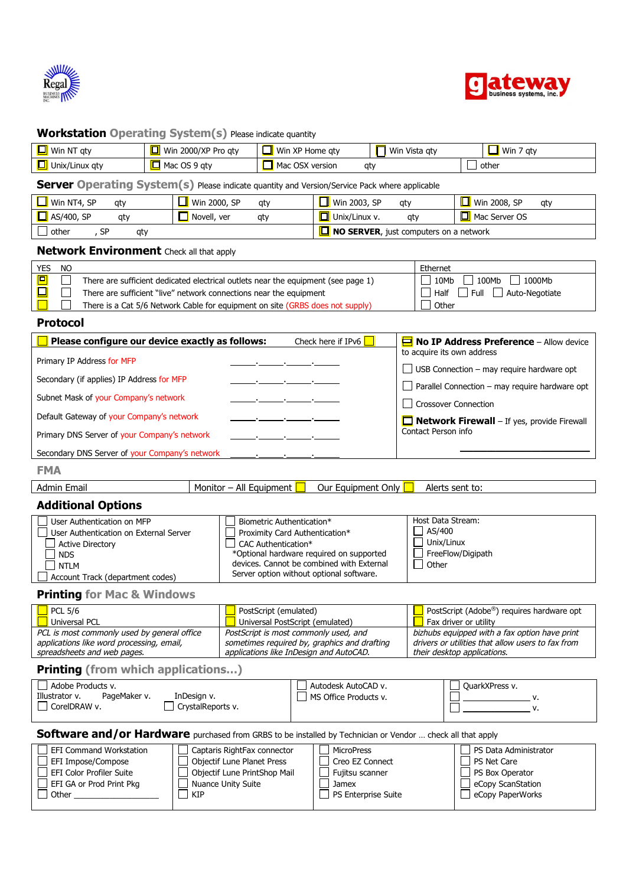Regal Business Machines Inc.                                                     gateway business systems, inc.

## **Workstation** Operating System(s) Please indicate quantity

| ☐ Win NT qty | ☐ Win 2000/XP Pro qty | ☐ Win XP Home qty | ☐ Win Vista qty | ☐ Win 7 qty |
|---|---|---|---|---|
| ☐ Unix/Linux qty | ☐ Mac OS 9 qty | ☐ Mac OSX version qty | | ☐ other |

## **Server** Operating System(s) Please indicate quantity and Version/Service Pack where applicable

| ☐ Win NT4, SP qty | ☐ Win 2000, SP qty | ☐ Win 2003, SP qty | ☐ Win 2008, SP qty |
|---|---|---|---|
| ☐ AS/400, SP qty | ☐ Novell, ver qty | ☐ Unix/Linux v. qty | ☐ Mac Server OS |
| ☐ other , SP qty | | ☐ **NO SERVER**, just computers on a network | |

## **Network Environment** Check all that apply

| YES | NO | | Ethernet |
|---|---|---|---|
| ☐ | ☐ | There are sufficient dedicated electrical outlets near the equipment (see page 1) | ☐ 10Mb ☐ 100Mb ☐ 1000Mb |
| ☐ | ☐ | There are sufficient "live" network connections near the equipment | ☐ Half ☐ Full ☐ Auto-Negotiate |
| ☐ | ☐ | There is a Cat 5/6 Network Cable for equipment on site (GRBS does not supply) | ☐ Other |

## Protocol

| ☐ **Please configure our device exactly as follows:** Check here if IPv6 ☐ | | ☐ **No IP Address Preference** – Allow device to acquire its own address |
|---|---|---|
| Primary IP Address for MFP | \_\_\_\_.\_\_\_\_.\_\_\_\_.\_\_\_\_ | ☐ USB Connection – may require hardware opt |
| Secondary (if applies) IP Address for MFP | \_\_\_\_.\_\_\_\_.\_\_\_\_.\_\_\_\_ | ☐ Parallel Connection – may require hardware opt |
| Subnet Mask of your Company's network | \_\_\_\_.\_\_\_\_.\_\_\_\_.\_\_\_\_ | ☐ Crossover Connection |
| Default Gateway of your Company's network | \_\_\_\_.\_\_\_\_.\_\_\_\_.\_\_\_\_ | ☐ **Network Firewall** – If yes, provide Firewall Contact Person info |
| Primary DNS Server of your Company's network | \_\_\_\_.\_\_\_\_.\_\_\_\_.\_\_\_\_ | |
| Secondary DNS Server of your Company's network | \_\_\_\_.\_\_\_\_.\_\_\_\_.\_\_\_\_ | \_\_\_\_\_\_\_\_\_\_\_\_\_\_\_\_\_\_\_\_ |

## FMA

| Admin Email | Monitor – All Equipment ☐ Our Equipment Only ☐ | Alerts sent to: |
|---|---|---|

## Additional Options

| | | |
|---|---|---|
| ☐ User Authentication on MFP<br>☐ User Authentication on External Server<br>☐ Active Directory<br>☐ NDS<br>☐ NTLM<br>☐ Account Track (department codes) | ☐ Biometric Authentication*<br>☐ Proximity Card Authentication*<br>☐ CAC Authentication*<br>*Optional hardware required on supported devices. Cannot be combined with External Server option without optional software. | Host Data Stream:<br>☐ AS/400<br>☐ Unix/Linux<br>☐ FreeFlow/Digipath<br>☐ Other |

## **Printing** for Mac & Windows

| | | |
|---|---|---|
| ☐ PCL 5/6<br>☐ Universal PCL | ☐ PostScript (emulated)<br>☐ Universal PostScript (emulated) | ☐ PostScript (Adobe®) requires hardware opt<br>☐ Fax driver or utility |
| *PCL is most commonly used by general office applications like word processing, email, spreadsheets and web pages.* | *PostScript is most commonly used, and sometimes required by, graphics and drafting applications like InDesign and AutoCAD.* | *bizhubs equipped with a fax option have print drivers or utilities that allow users to fax from their desktop applications.* |

## **Printing** (from which applications…)

| | | |
|---|---|---|
| ☐ Adobe Products v.<br>Illustrator v. PageMaker v. InDesign v.<br>☐ CorelDRAW v. ☐ CrystalReports v. | ☐ Autodesk AutoCAD v.<br>☐ MS Office Products v. | ☐ QuarkXPress v.<br>☐ \_\_\_\_\_\_\_\_\_\_\_\_ v.<br>☐ \_\_\_\_\_\_\_\_\_\_\_\_ v. |

## **Software and/or Hardware** purchased from GRBS to be installed by Technician or Vendor … check all that apply

| | | | |
|---|---|---|---|
| ☐ EFI Command Workstation<br>☐ EFI Impose/Compose<br>☐ EFI Color Profiler Suite<br>☐ EFI GA or Prod Print Pkg<br>☐ Other \_\_\_\_\_\_\_\_\_\_\_\_ | ☐ Captaris RightFax connector<br>☐ Objectif Lune Planet Press<br>☐ Objectif Lune PrintShop Mail<br>☐ Nuance Unity Suite<br>☐ KIP | ☐ MicroPress<br>☐ Creo EZ Connect<br>☐ Fujitsu scanner<br>☐ Jamex<br>☐ PS Enterprise Suite | ☐ PS Data Administrator<br>☐ PS Net Care<br>☐ PS Box Operator<br>☐ eCopy ScanStation<br>☐ eCopy PaperWorks |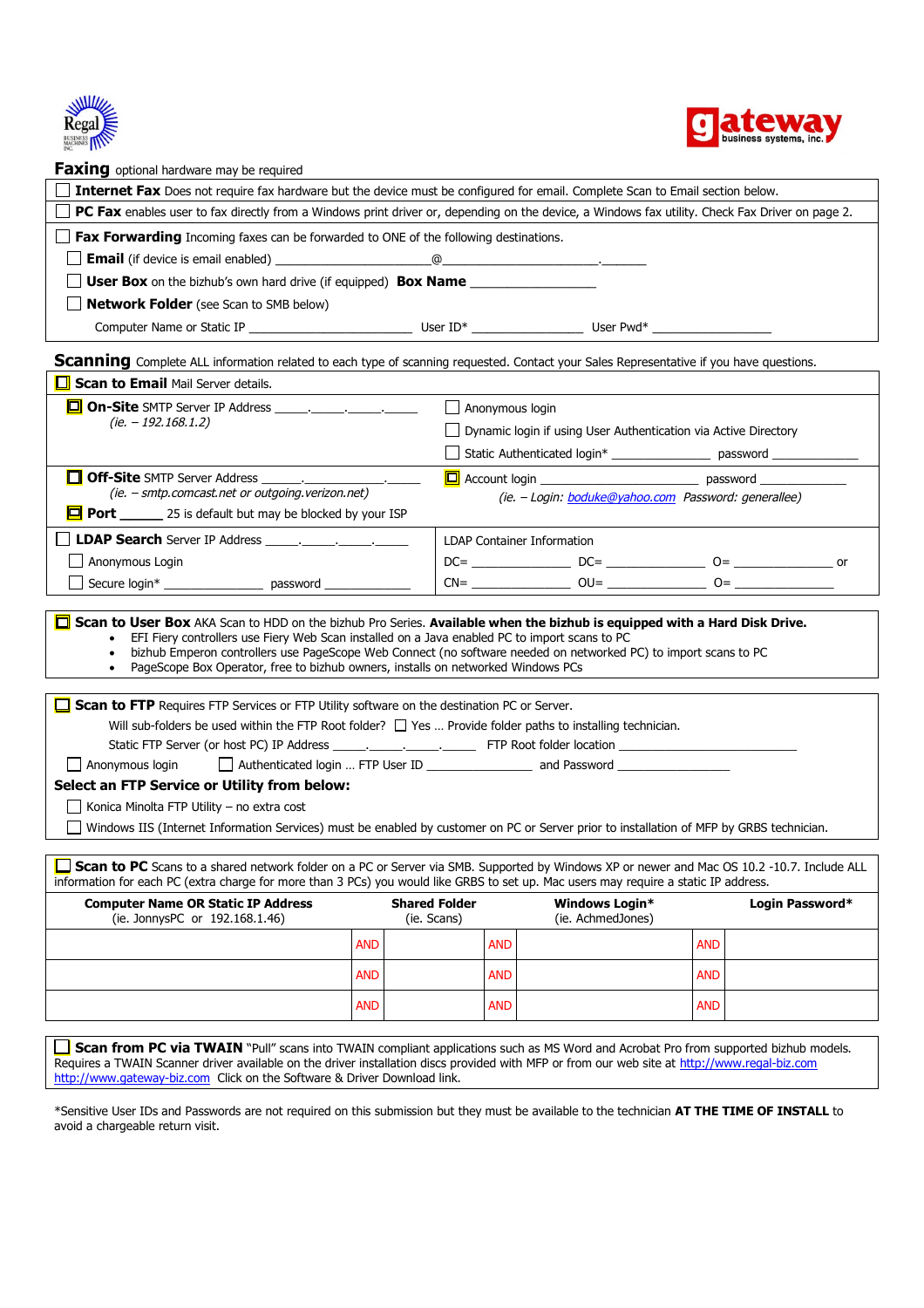**Faxing** optional hardware may be required

☐ **Internet Fax** Does not require fax hardware but the device must be configured for email. Complete Scan to Email section below.

☐ **PC Fax** enables user to fax directly from a Windows print driver or, depending on the device, a Windows fax utility. Check Fax Driver on page 2.

☐ **Fax Forwarding** Incoming faxes can be forwarded to ONE of the following destinations.

☐ **Email** (if device is email enabled) ____________________@____________________.______

☐ **User Box** on the bizhub's own hard drive (if equipped) **Box Name** ________________

☐ **Network Folder** (see Scan to SMB below)

Computer Name or Static IP ______________________ User ID* _______________ User Pwd* ________________

**Scanning** Complete ALL information related to each type of scanning requested. Contact your Sales Representative if you have questions.

☐ **Scan to Email** Mail Server details.

☐ **On-Site** SMTP Server IP Address _____._____._____._____
*(ie. – 192.168.1.2)*

☐ Anonymous login

☐ Dynamic login if using User Authentication via Active Directory

☐ Static Authenticated login* _______________ password _____________

☐ **Off-Site** SMTP Server Address ______.___________.______
*(ie. – smtp.comcast.net or outgoing.verizon.net)*

☐ **Port** ______ 25 is default but may be blocked by your ISP

☐ Account login ____________________ password _____________
*(ie. – Login: boduke@yahoo.com Password: generallee)*

☐ **LDAP Search** Server IP Address _____._____._____._____

☐ Anonymous Login

☐ Secure login* _______________ password _____________

LDAP Container Information

DC= _____________ DC= _____________ O= _______________ or

CN= _____________ OU= _____________ O= _______________

☐ **Scan to User Box** AKA Scan to HDD on the bizhub Pro Series. **Available when the bizhub is equipped with a Hard Disk Drive.**

- EFI Fiery controllers use Fiery Web Scan installed on a Java enabled PC to import scans to PC
- bizhub Emperon controllers use PageScope Web Connect (no software needed on networked PC) to import scans to PC
- PageScope Box Operator, free to bizhub owners, installs on networked Windows PCs

☐ **Scan to FTP** Requires FTP Services or FTP Utility software on the destination PC or Server.

Will sub-folders be used within the FTP Root folder? ☐ Yes … Provide folder paths to installing technician.

Static FTP Server (or host PC) IP Address _____._____._____._____ FTP Root folder location ________________________

☐ Anonymous login ☐ Authenticated login … FTP User ID _______________ and Password ________________

**Select an FTP Service or Utility from below:**

☐ Konica Minolta FTP Utility – no extra cost

☐ Windows IIS (Internet Information Services) must be enabled by customer on PC or Server prior to installation of MFP by GRBS technician.

☐ **Scan to PC** Scans to a shared network folder on a PC or Server via SMB. Supported by Windows XP or newer and Mac OS 10.2 -10.7. Include ALL information for each PC (extra charge for more than 3 PCs) you would like GRBS to set up. Mac users may require a static IP address.

| **Computer Name OR Static IP Address** (ie. JonnysPC or 192.168.1.46) | | **Shared Folder** (ie. Scans) | | **Windows Login*** (ie. AchmedJones) | | **Login Password*** |
|---|---|---|---|---|---|---|
| | AND | | AND | | AND | |
| | AND | | AND | | AND | |
| | AND | | AND | | AND | |

☐ **Scan from PC via TWAIN** "Pull" scans into TWAIN compliant applications such as MS Word and Acrobat Pro from supported bizhub models. Requires a TWAIN Scanner driver available on the driver installation discs provided with MFP or from our web site at http://www.regal-biz.com http://www.gateway-biz.com Click on the Software & Driver Download link.

*Sensitive User IDs and Passwords are not required on this submission but they must be available to the technician **AT THE TIME OF INSTALL** to avoid a chargeable return visit.